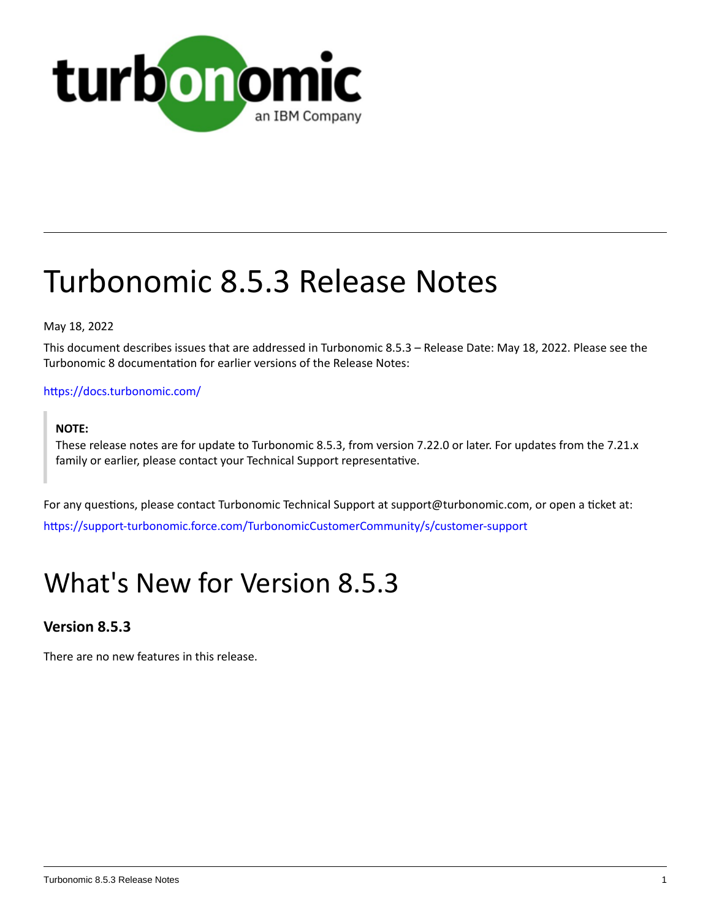# Turbonomic 8.5.3 Release Notes

May 18, 2022

This document describes issues that are addressed in Turbonomic 8.5.3 – Release Date: May 18, 2022. Please see the Turbonomic 8 documentation for earlier versions of the Release Notes:

https://docs.turbonomic.com/

> **NOTE:**
> These release notes are for update to Turbonomic 8.5.3, from version 7.22.0 or later. For updates from the 7.21.x family or earlier, please contact your Technical Support representative.

For any questions, please contact Turbonomic Technical Support at support@turbonomic.com, or open a ticket at:

https://support-turbonomic.force.com/TurbonomicCustomerCommunity/s/customer-support

# What's New for Version 8.5.3

### Version 8.5.3

There are no new features in this release.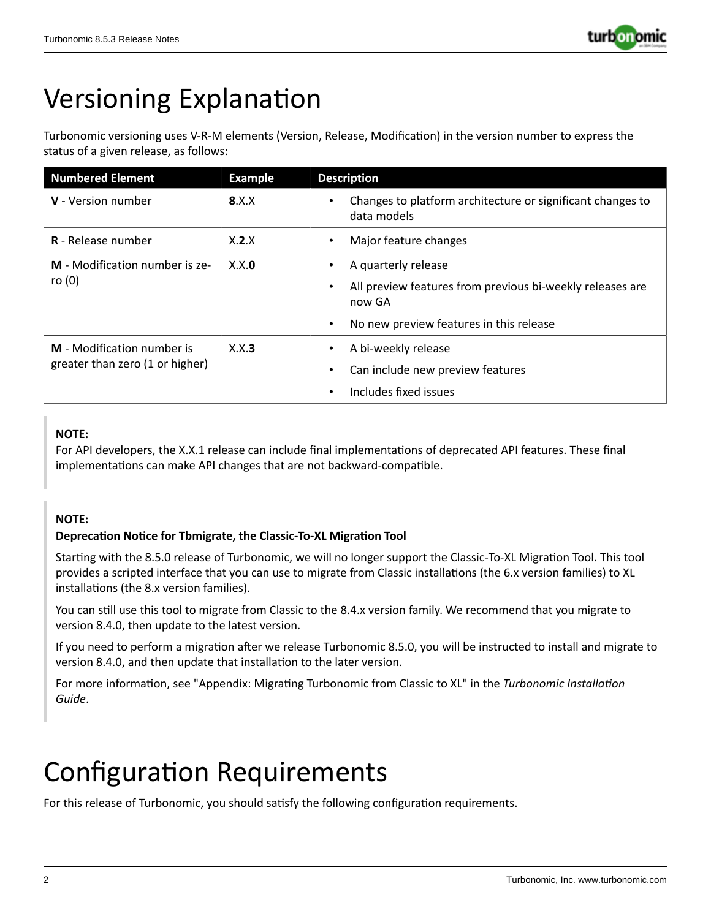# Versioning Explanation

Turbonomic versioning uses V-R-M elements (Version, Release, Modification) in the version number to express the status of a given release, as follows:

| Numbered Element | Example | Description |
| --- | --- | --- |
| **V** - Version number | **8**.X.X | • Changes to platform architecture or significant changes to data models |
| **R** - Release number | X.**2**.X | • Major feature changes |
| **M** - Modification number is zero (0) | X.X.**0** | • A quarterly release<br>• All preview features from previous bi-weekly releases are now GA<br>• No new preview features in this release |
| **M** - Modification number is greater than zero (1 or higher) | X.X.**3** | • A bi-weekly release<br>• Can include new preview features<br>• Includes fixed issues |

> **NOTE:**
> For API developers, the X.X.1 release can include final implementations of deprecated API features. These final implementations can make API changes that are not backward-compatible.

> **NOTE:**
> **Deprecation Notice for Tbmigrate, the Classic-To-XL Migration Tool**
>
> Starting with the 8.5.0 release of Turbonomic, we will no longer support the Classic-To-XL Migration Tool. This tool provides a scripted interface that you can use to migrate from Classic installations (the 6.x version families) to XL installations (the 8.x version families).
>
> You can still use this tool to migrate from Classic to the 8.4.x version family. We recommend that you migrate to version 8.4.0, then update to the latest version.
>
> If you need to perform a migration after we release Turbonomic 8.5.0, you will be instructed to install and migrate to version 8.4.0, and then update that installation to the later version.
>
> For more information, see "Appendix: Migrating Turbonomic from Classic to XL" in the *Turbonomic Installation Guide*.

# Configuration Requirements

For this release of Turbonomic, you should satisfy the following configuration requirements.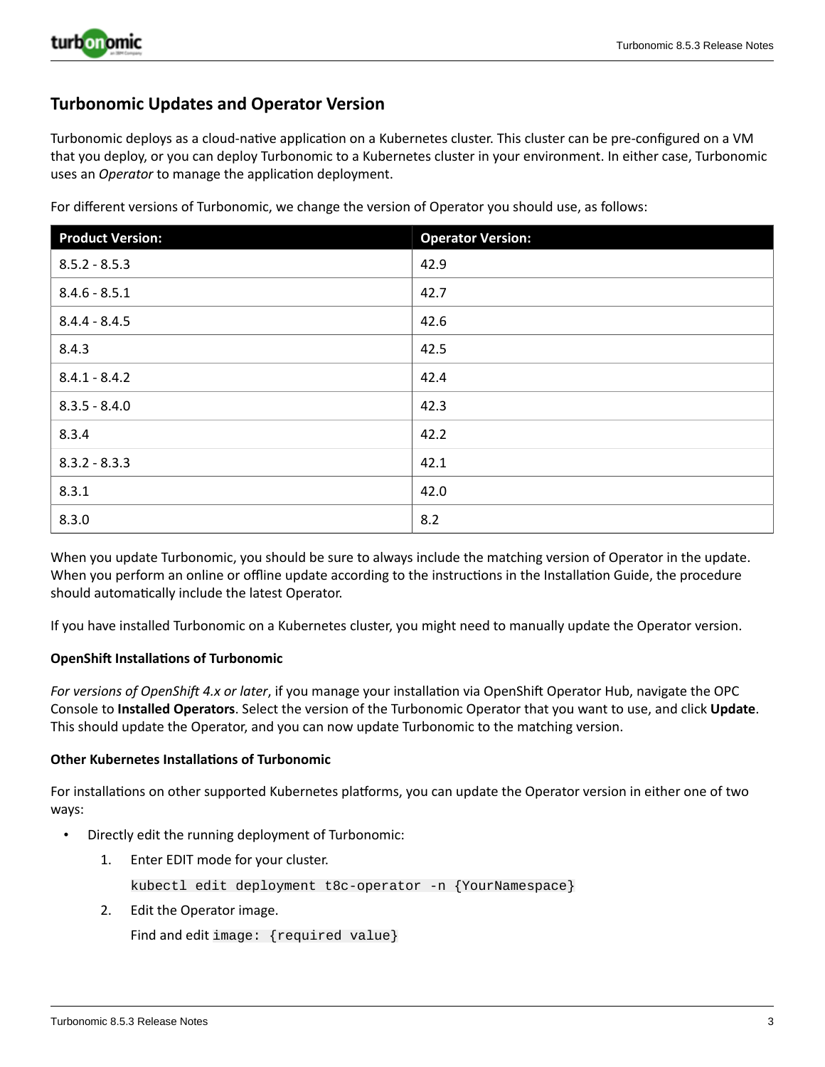## Turbonomic Updates and Operator Version

Turbonomic deploys as a cloud-native application on a Kubernetes cluster. This cluster can be pre-configured on a VM that you deploy, or you can deploy Turbonomic to a Kubernetes cluster in your environment. In either case, Turbonomic uses an *Operator* to manage the application deployment.

For different versions of Turbonomic, we change the version of Operator you should use, as follows:

| Product Version: | Operator Version: |
| --- | --- |
| 8.5.2 - 8.5.3 | 42.9 |
| 8.4.6 - 8.5.1 | 42.7 |
| 8.4.4 - 8.4.5 | 42.6 |
| 8.4.3 | 42.5 |
| 8.4.1 - 8.4.2 | 42.4 |
| 8.3.5 - 8.4.0 | 42.3 |
| 8.3.4 | 42.2 |
| 8.3.2 - 8.3.3 | 42.1 |
| 8.3.1 | 42.0 |
| 8.3.0 | 8.2 |

When you update Turbonomic, you should be sure to always include the matching version of Operator in the update. When you perform an online or offline update according to the instructions in the Installation Guide, the procedure should automatically include the latest Operator.

If you have installed Turbonomic on a Kubernetes cluster, you might need to manually update the Operator version.

**OpenShift Installations of Turbonomic**

*For versions of OpenShift 4.x or later*, if you manage your installation via OpenShift Operator Hub, navigate the OPC Console to **Installed Operators**. Select the version of the Turbonomic Operator that you want to use, and click **Update**. This should update the Operator, and you can now update Turbonomic to the matching version.

**Other Kubernetes Installations of Turbonomic**

For installations on other supported Kubernetes platforms, you can update the Operator version in either one of two ways:

- Directly edit the running deployment of Turbonomic:
  1. Enter EDIT mode for your cluster.

     ```
     kubectl edit deployment t8c-operator -n {YourNamespace}
     ```

  2. Edit the Operator image.

     Find and edit `image: {required value}`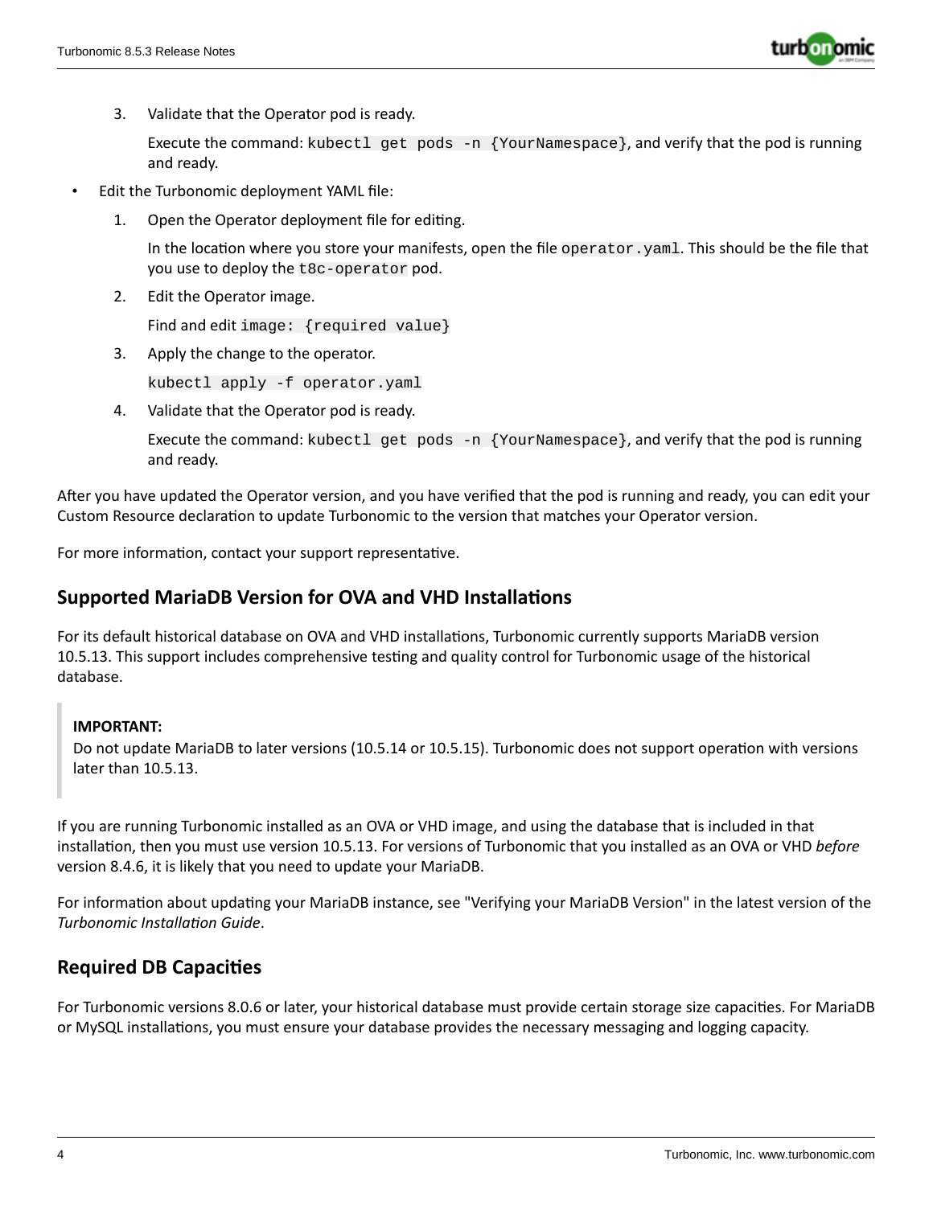3. Validate that the Operator pod is ready.

   Execute the command: `kubectl get pods -n {YourNamespace}`, and verify that the pod is running and ready.

- Edit the Turbonomic deployment YAML file:
  1. Open the Operator deployment file for editing.

     In the location where you store your manifests, open the file `operator.yaml`. This should be the file that you use to deploy the `t8c-operator` pod.
  2. Edit the Operator image.

     Find and edit `image: {required value}`
  3. Apply the change to the operator.

     `kubectl apply -f operator.yaml`
  4. Validate that the Operator pod is ready.

     Execute the command: `kubectl get pods -n {YourNamespace}`, and verify that the pod is running and ready.

After you have updated the Operator version, and you have verified that the pod is running and ready, you can edit your Custom Resource declaration to update Turbonomic to the version that matches your Operator version.

For more information, contact your support representative.

## Supported MariaDB Version for OVA and VHD Installations

For its default historical database on OVA and VHD installations, Turbonomic currently supports MariaDB version 10.5.13. This support includes comprehensive testing and quality control for Turbonomic usage of the historical database.

> **IMPORTANT:**
> Do not update MariaDB to later versions (10.5.14 or 10.5.15). Turbonomic does not support operation with versions later than 10.5.13.

If you are running Turbonomic installed as an OVA or VHD image, and using the database that is included in that installation, then you must use version 10.5.13. For versions of Turbonomic that you installed as an OVA or VHD *before* version 8.4.6, it is likely that you need to update your MariaDB.

For information about updating your MariaDB instance, see "Verifying your MariaDB Version" in the latest version of the *Turbonomic Installation Guide*.

## Required DB Capacities

For Turbonomic versions 8.0.6 or later, your historical database must provide certain storage size capacities. For MariaDB or MySQL installations, you must ensure your database provides the necessary messaging and logging capacity.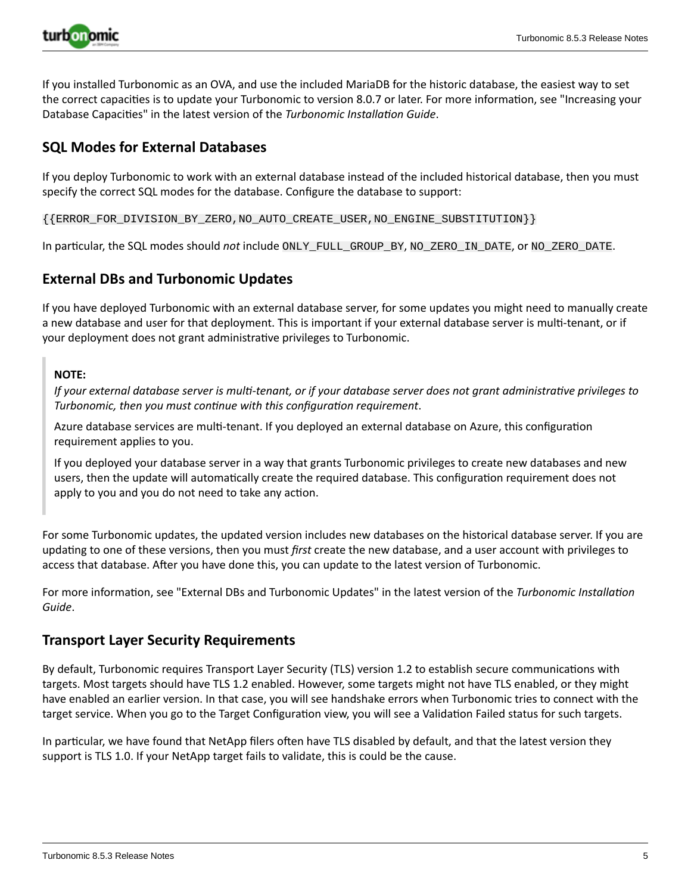If you installed Turbonomic as an OVA, and use the included MariaDB for the historic database, the easiest way to set the correct capacities is to update your Turbonomic to version 8.0.7 or later. For more information, see "Increasing your Database Capacities" in the latest version of the *Turbonomic Installation Guide*.

## SQL Modes for External Databases

If you deploy Turbonomic to work with an external database instead of the included historical database, then you must specify the correct SQL modes for the database. Configure the database to support:

`{{ERROR_FOR_DIVISION_BY_ZERO,NO_AUTO_CREATE_USER,NO_ENGINE_SUBSTITUTION}}`

In particular, the SQL modes should *not* include `ONLY_FULL_GROUP_BY`, `NO_ZERO_IN_DATE`, or `NO_ZERO_DATE`.

## External DBs and Turbonomic Updates

If you have deployed Turbonomic with an external database server, for some updates you might need to manually create a new database and user for that deployment. This is important if your external database server is multi-tenant, or if your deployment does not grant administrative privileges to Turbonomic.

> **NOTE:**
> *If your external database server is multi-tenant, or if your database server does not grant administrative privileges to Turbonomic, then you must continue with this configuration requirement*.
>
> Azure database services are multi-tenant. If you deployed an external database on Azure, this configuration requirement applies to you.
>
> If you deployed your database server in a way that grants Turbonomic privileges to create new databases and new users, then the update will automatically create the required database. This configuration requirement does not apply to you and you do not need to take any action.

For some Turbonomic updates, the updated version includes new databases on the historical database server. If you are updating to one of these versions, then you must *first* create the new database, and a user account with privileges to access that database. After you have done this, you can update to the latest version of Turbonomic.

For more information, see "External DBs and Turbonomic Updates" in the latest version of the *Turbonomic Installation Guide*.

## Transport Layer Security Requirements

By default, Turbonomic requires Transport Layer Security (TLS) version 1.2 to establish secure communications with targets. Most targets should have TLS 1.2 enabled. However, some targets might not have TLS enabled, or they might have enabled an earlier version. In that case, you will see handshake errors when Turbonomic tries to connect with the target service. When you go to the Target Configuration view, you will see a Validation Failed status for such targets.

In particular, we have found that NetApp filers often have TLS disabled by default, and that the latest version they support is TLS 1.0. If your NetApp target fails to validate, this is could be the cause.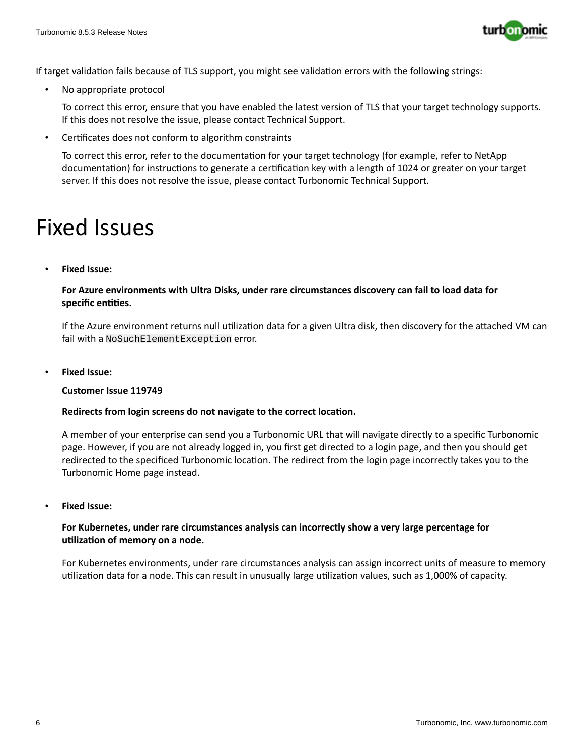If target validation fails because of TLS support, you might see validation errors with the following strings:

- No appropriate protocol

  To correct this error, ensure that you have enabled the latest version of TLS that your target technology supports. If this does not resolve the issue, please contact Technical Support.

- Certificates does not conform to algorithm constraints

  To correct this error, refer to the documentation for your target technology (for example, refer to NetApp documentation) for instructions to generate a certification key with a length of 1024 or greater on your target server. If this does not resolve the issue, please contact Turbonomic Technical Support.

# Fixed Issues

- **Fixed Issue:**

  **For Azure environments with Ultra Disks, under rare circumstances discovery can fail to load data for specific entities.**

  If the Azure environment returns null utilization data for a given Ultra disk, then discovery for the attached VM can fail with a `NoSuchElementException` error.

- **Fixed Issue:**

  **Customer Issue 119749**

  **Redirects from login screens do not navigate to the correct location.**

  A member of your enterprise can send you a Turbonomic URL that will navigate directly to a specific Turbonomic page. However, if you are not already logged in, you first get directed to a login page, and then you should get redirected to the specificed Turbonomic location. The redirect from the login page incorrectly takes you to the Turbonomic Home page instead.

- **Fixed Issue:**

  **For Kubernetes, under rare circumstances analysis can incorrectly show a very large percentage for utilization of memory on a node.**

  For Kubernetes environments, under rare circumstances analysis can assign incorrect units of measure to memory utilization data for a node. This can result in unusually large utilization values, such as 1,000% of capacity.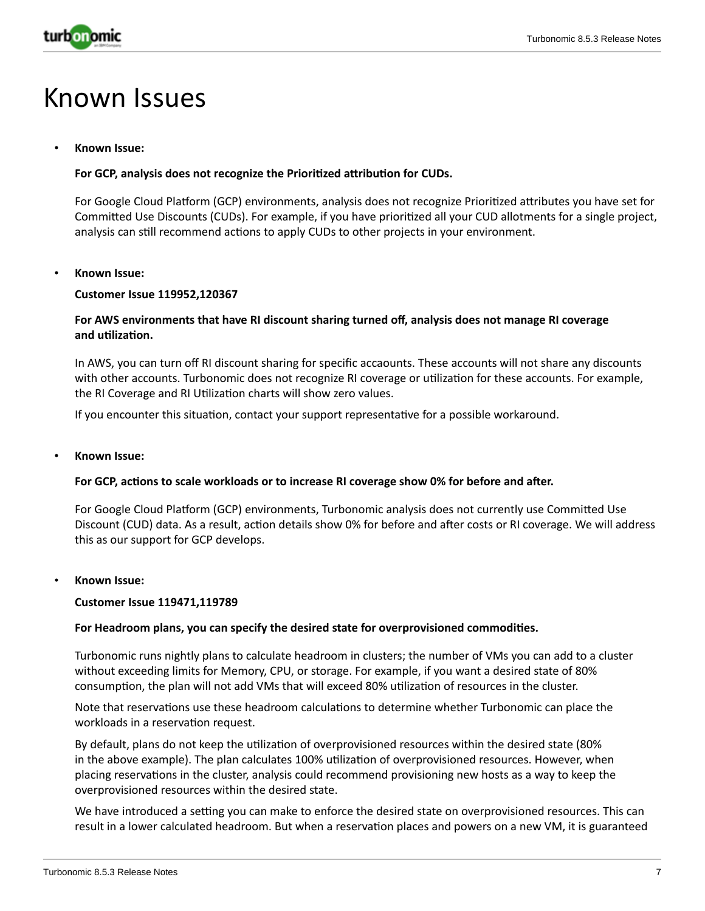# Known Issues

- **Known Issue:**

  **For GCP, analysis does not recognize the Prioritized attribution for CUDs.**

  For Google Cloud Platform (GCP) environments, analysis does not recognize Prioritized attributes you have set for Committed Use Discounts (CUDs). For example, if you have prioritized all your CUD allotments for a single project, analysis can still recommend actions to apply CUDs to other projects in your environment.

- **Known Issue:**

  **Customer Issue 119952,120367**

  **For AWS environments that have RI discount sharing turned off, analysis does not manage RI coverage and utilization.**

  In AWS, you can turn off RI discount sharing for specific accaounts. These accounts will not share any discounts with other accounts. Turbonomic does not recognize RI coverage or utilization for these accounts. For example, the RI Coverage and RI Utilization charts will show zero values.

  If you encounter this situation, contact your support representative for a possible workaround.

- **Known Issue:**

  **For GCP, actions to scale workloads or to increase RI coverage show 0% for before and after.**

  For Google Cloud Platform (GCP) environments, Turbonomic analysis does not currently use Committed Use Discount (CUD) data. As a result, action details show 0% for before and after costs or RI coverage. We will address this as our support for GCP develops.

- **Known Issue:**

  **Customer Issue 119471,119789**

  **For Headroom plans, you can specify the desired state for overprovisioned commodities.**

  Turbonomic runs nightly plans to calculate headroom in clusters; the number of VMs you can add to a cluster without exceeding limits for Memory, CPU, or storage. For example, if you want a desired state of 80% consumption, the plan will not add VMs that will exceed 80% utilization of resources in the cluster.

  Note that reservations use these headroom calculations to determine whether Turbonomic can place the workloads in a reservation request.

  By default, plans do not keep the utilization of overprovisioned resources within the desired state (80% in the above example). The plan calculates 100% utilization of overprovisioned resources. However, when placing reservations in the cluster, analysis could recommend provisioning new hosts as a way to keep the overprovisioned resources within the desired state.

  We have introduced a setting you can make to enforce the desired state on overprovisioned resources. This can result in a lower calculated headroom. But when a reservation places and powers on a new VM, it is guaranteed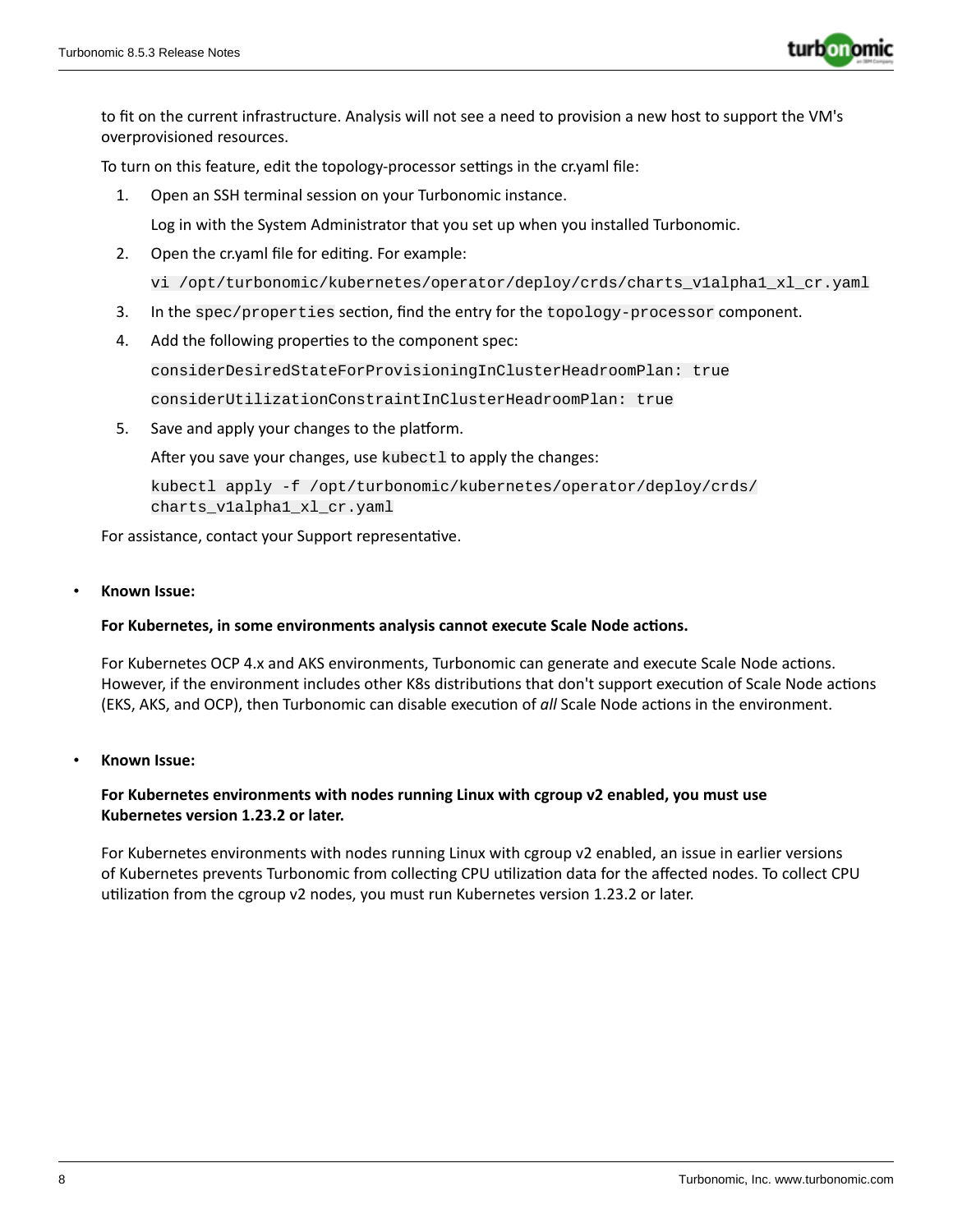to fit on the current infrastructure. Analysis will not see a need to provision a new host to support the VM's overprovisioned resources.

To turn on this feature, edit the topology-processor settings in the cr.yaml file:

1. Open an SSH terminal session on your Turbonomic instance.

   Log in with the System Administrator that you set up when you installed Turbonomic.

2. Open the cr.yaml file for editing. For example:

   ```
   vi /opt/turbonomic/kubernetes/operator/deploy/crds/charts_v1alpha1_xl_cr.yaml
   ```

3. In the `spec/properties` section, find the entry for the `topology-processor` component.

4. Add the following properties to the component spec:

   ```
   considerDesiredStateForProvisioningInClusterHeadroomPlan: true
   considerUtilizationConstraintInClusterHeadroomPlan: true
   ```

5. Save and apply your changes to the platform.

   After you save your changes, use `kubectl` to apply the changes:

   ```
   kubectl apply -f /opt/turbonomic/kubernetes/operator/deploy/crds/
   charts_v1alpha1_xl_cr.yaml
   ```

For assistance, contact your Support representative.

- **Known Issue:**

  **For Kubernetes, in some environments analysis cannot execute Scale Node actions.**

  For Kubernetes OCP 4.x and AKS environments, Turbonomic can generate and execute Scale Node actions. However, if the environment includes other K8s distributions that don't support execution of Scale Node actions (EKS, AKS, and OCP), then Turbonomic can disable execution of *all* Scale Node actions in the environment.

- **Known Issue:**

  **For Kubernetes environments with nodes running Linux with cgroup v2 enabled, you must use Kubernetes version 1.23.2 or later.**

  For Kubernetes environments with nodes running Linux with cgroup v2 enabled, an issue in earlier versions of Kubernetes prevents Turbonomic from collecting CPU utilization data for the affected nodes. To collect CPU utilization from the cgroup v2 nodes, you must run Kubernetes version 1.23.2 or later.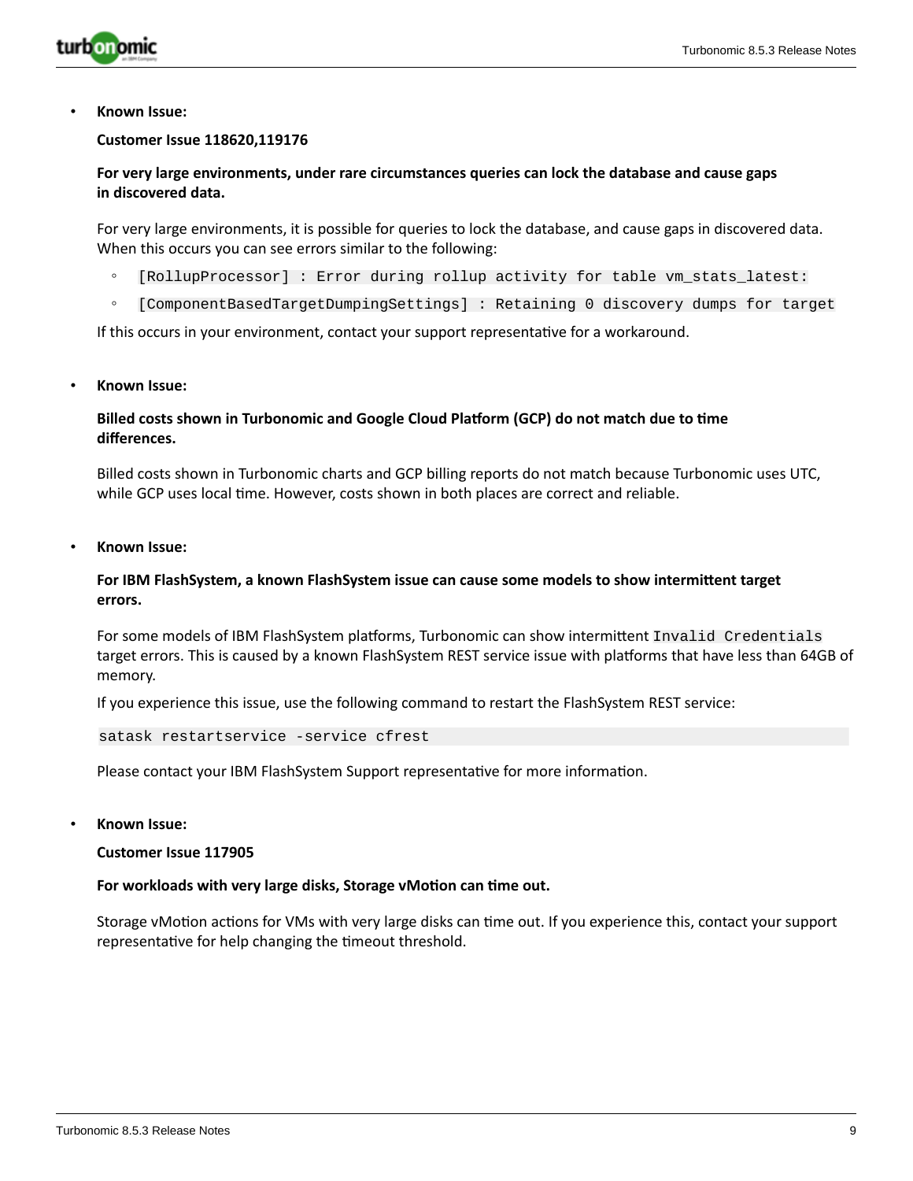- **Known Issue:**

  **Customer Issue 118620,119176**

  **For very large environments, under rare circumstances queries can lock the database and cause gaps in discovered data.**

  For very large environments, it is possible for queries to lock the database, and cause gaps in discovered data. When this occurs you can see errors similar to the following:

  - `[RollupProcessor] : Error during rollup activity for table vm_stats_latest:`
  - `[ComponentBasedTargetDumpingSettings] : Retaining 0 discovery dumps for target`

  If this occurs in your environment, contact your support representative for a workaround.

- **Known Issue:**

  **Billed costs shown in Turbonomic and Google Cloud Platform (GCP) do not match due to time differences.**

  Billed costs shown in Turbonomic charts and GCP billing reports do not match because Turbonomic uses UTC, while GCP uses local time. However, costs shown in both places are correct and reliable.

- **Known Issue:**

  **For IBM FlashSystem, a known FlashSystem issue can cause some models to show intermittent target errors.**

  For some models of IBM FlashSystem platforms, Turbonomic can show intermittent `Invalid Credentials` target errors. This is caused by a known FlashSystem REST service issue with platforms that have less than 64GB of memory.

  If you experience this issue, use the following command to restart the FlashSystem REST service:

  ```
  satask restartservice -service cfrest
  ```

  Please contact your IBM FlashSystem Support representative for more information.

- **Known Issue:**

  **Customer Issue 117905**

  **For workloads with very large disks, Storage vMotion can time out.**

  Storage vMotion actions for VMs with very large disks can time out. If you experience this, contact your support representative for help changing the timeout threshold.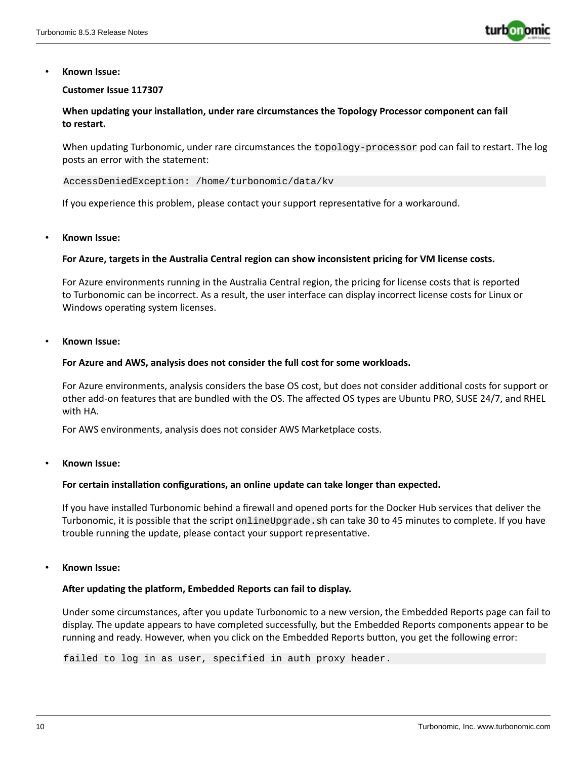- **Known Issue:**

  **Customer Issue 117307**

  **When updating your installation, under rare circumstances the Topology Processor component can fail to restart.**

  When updating Turbonomic, under rare circumstances the `topology-processor` pod can fail to restart. The log posts an error with the statement:

  ```
  AccessDeniedException: /home/turbonomic/data/kv
  ```

  If you experience this problem, please contact your support representative for a workaround.

- **Known Issue:**

  **For Azure, targets in the Australia Central region can show inconsistent pricing for VM license costs.**

  For Azure environments running in the Australia Central region, the pricing for license costs that is reported to Turbonomic can be incorrect. As a result, the user interface can display incorrect license costs for Linux or Windows operating system licenses.

- **Known Issue:**

  **For Azure and AWS, analysis does not consider the full cost for some workloads.**

  For Azure environments, analysis considers the base OS cost, but does not consider additional costs for support or other add-on features that are bundled with the OS. The affected OS types are Ubuntu PRO, SUSE 24/7, and RHEL with HA.

  For AWS environments, analysis does not consider AWS Marketplace costs.

- **Known Issue:**

  **For certain installation configurations, an online update can take longer than expected.**

  If you have installed Turbonomic behind a firewall and opened ports for the Docker Hub services that deliver the Turbonomic, it is possible that the script `onlineUpgrade.sh` can take 30 to 45 minutes to complete. If you have trouble running the update, please contact your support representative.

- **Known Issue:**

  **After updating the platform, Embedded Reports can fail to display.**

  Under some circumstances, after you update Turbonomic to a new version, the Embedded Reports page can fail to display. The update appears to have completed successfully, but the Embedded Reports components appear to be running and ready. However, when you click on the Embedded Reports button, you get the following error:

  ```
  failed to log in as user, specified in auth proxy header.
  ```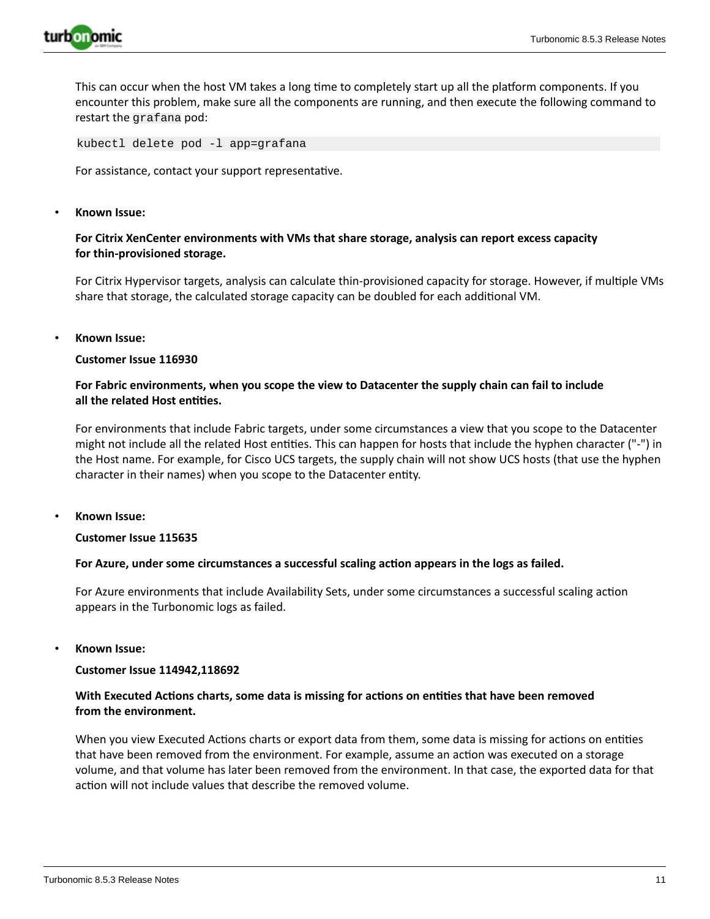This can occur when the host VM takes a long time to completely start up all the platform components. If you encounter this problem, make sure all the components are running, and then execute the following command to restart the `grafana` pod:

```
kubectl delete pod -l app=grafana
```

For assistance, contact your support representative.

- **Known Issue:**

  **For Citrix XenCenter environments with VMs that share storage, analysis can report excess capacity for thin-provisioned storage.**

  For Citrix Hypervisor targets, analysis can calculate thin-provisioned capacity for storage. However, if multiple VMs share that storage, the calculated storage capacity can be doubled for each additional VM.

- **Known Issue:**

  **Customer Issue 116930**

  **For Fabric environments, when you scope the view to Datacenter the supply chain can fail to include all the related Host entities.**

  For environments that include Fabric targets, under some circumstances a view that you scope to the Datacenter might not include all the related Host entities. This can happen for hosts that include the hyphen character ("-") in the Host name. For example, for Cisco UCS targets, the supply chain will not show UCS hosts (that use the hyphen character in their names) when you scope to the Datacenter entity.

- **Known Issue:**

  **Customer Issue 115635**

  **For Azure, under some circumstances a successful scaling action appears in the logs as failed.**

  For Azure environments that include Availability Sets, under some circumstances a successful scaling action appears in the Turbonomic logs as failed.

- **Known Issue:**

  **Customer Issue 114942,118692**

  **With Executed Actions charts, some data is missing for actions on entities that have been removed from the environment.**

  When you view Executed Actions charts or export data from them, some data is missing for actions on entities that have been removed from the environment. For example, assume an action was executed on a storage volume, and that volume has later been removed from the environment. In that case, the exported data for that action will not include values that describe the removed volume.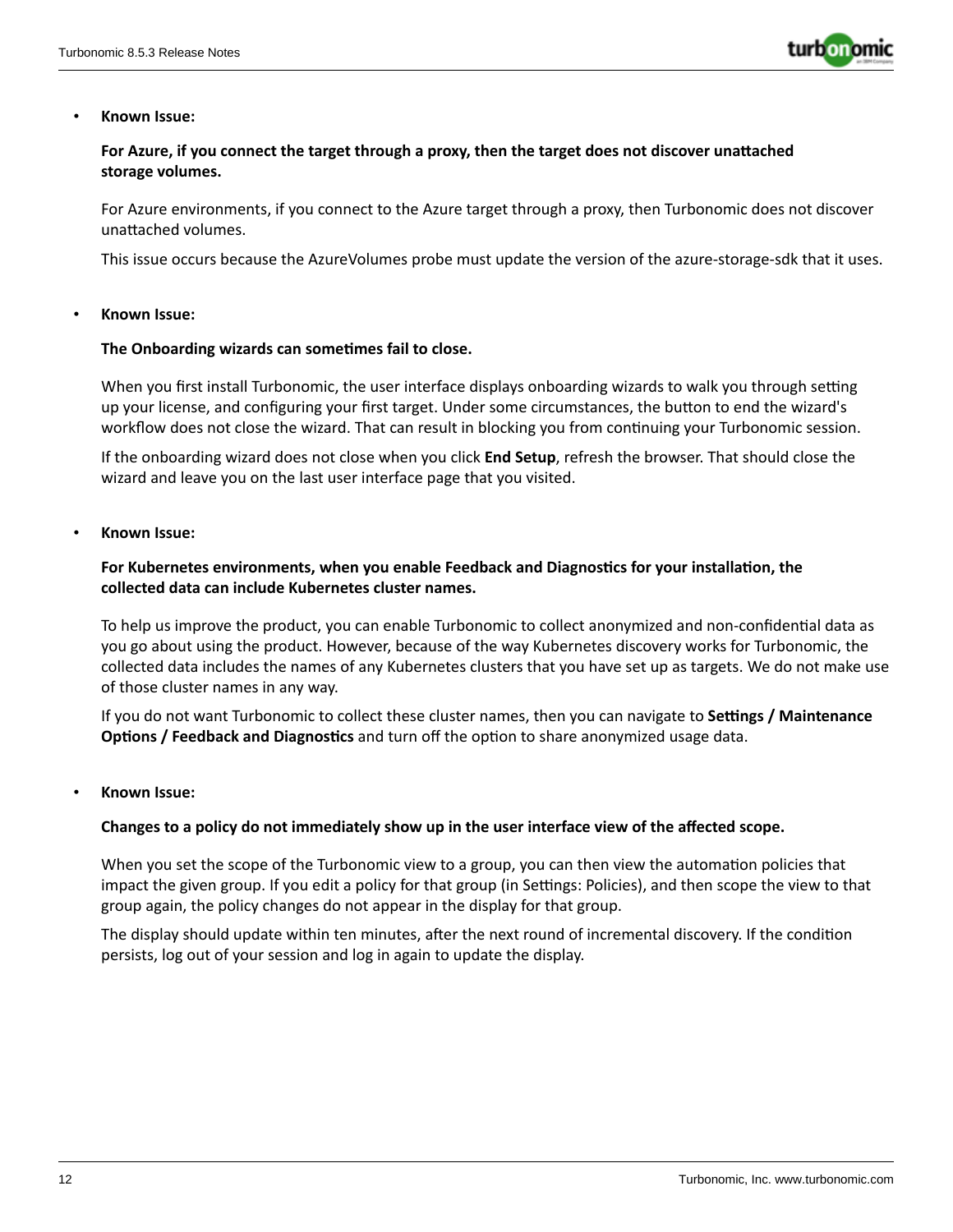- **Known Issue:**

  **For Azure, if you connect the target through a proxy, then the target does not discover unattached storage volumes.**

  For Azure environments, if you connect to the Azure target through a proxy, then Turbonomic does not discover unattached volumes.

  This issue occurs because the AzureVolumes probe must update the version of the azure-storage-sdk that it uses.

- **Known Issue:**

  **The Onboarding wizards can sometimes fail to close.**

  When you first install Turbonomic, the user interface displays onboarding wizards to walk you through setting up your license, and configuring your first target. Under some circumstances, the button to end the wizard's workflow does not close the wizard. That can result in blocking you from continuing your Turbonomic session.

  If the onboarding wizard does not close when you click **End Setup**, refresh the browser. That should close the wizard and leave you on the last user interface page that you visited.

- **Known Issue:**

  **For Kubernetes environments, when you enable Feedback and Diagnostics for your installation, the collected data can include Kubernetes cluster names.**

  To help us improve the product, you can enable Turbonomic to collect anonymized and non-confidential data as you go about using the product. However, because of the way Kubernetes discovery works for Turbonomic, the collected data includes the names of any Kubernetes clusters that you have set up as targets. We do not make use of those cluster names in any way.

  If you do not want Turbonomic to collect these cluster names, then you can navigate to **Settings / Maintenance Options / Feedback and Diagnostics** and turn off the option to share anonymized usage data.

- **Known Issue:**

  **Changes to a policy do not immediately show up in the user interface view of the affected scope.**

  When you set the scope of the Turbonomic view to a group, you can then view the automation policies that impact the given group. If you edit a policy for that group (in Settings: Policies), and then scope the view to that group again, the policy changes do not appear in the display for that group.

  The display should update within ten minutes, after the next round of incremental discovery. If the condition persists, log out of your session and log in again to update the display.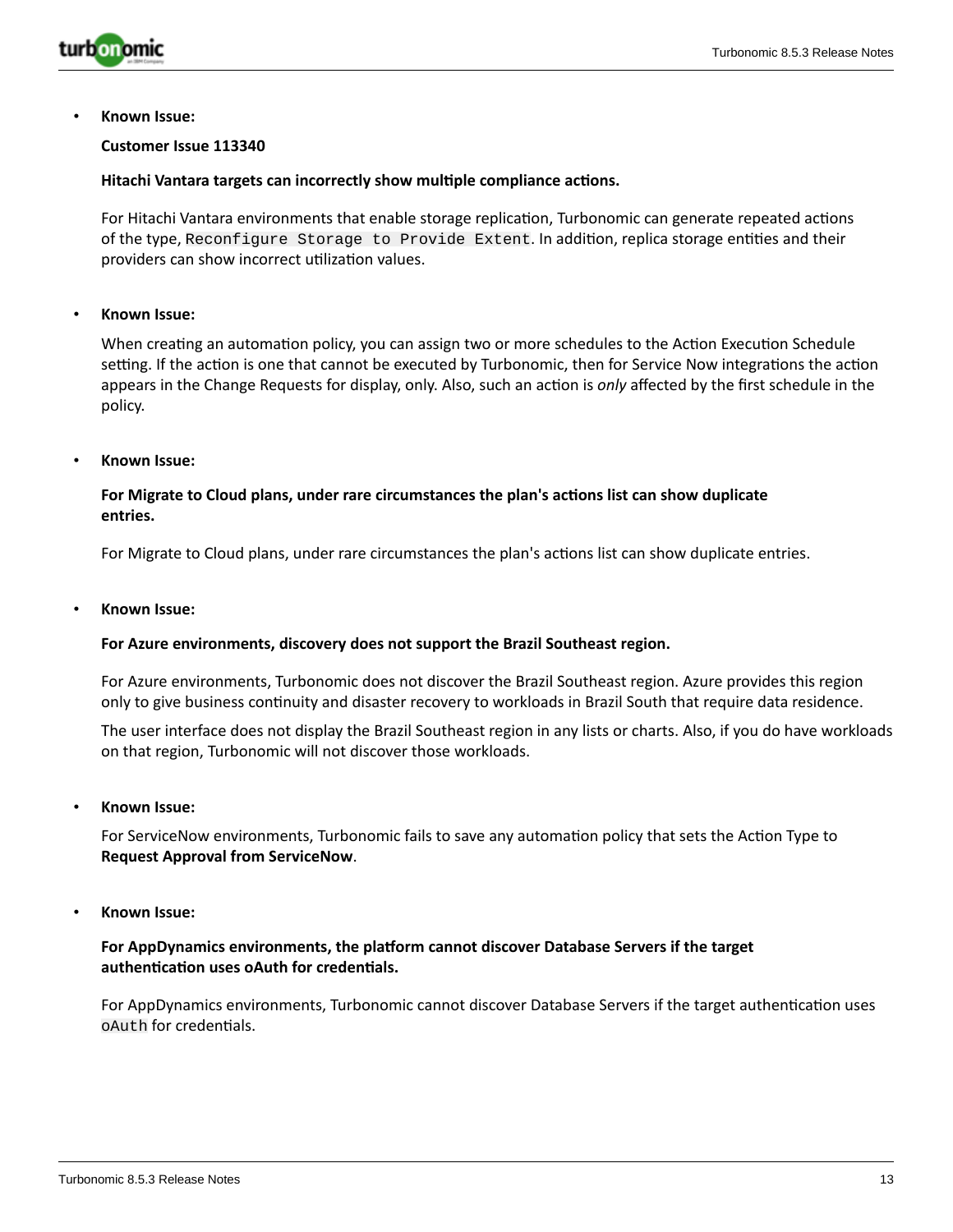- **Known Issue:**

  **Customer Issue 113340**

  **Hitachi Vantara targets can incorrectly show multiple compliance actions.**

  For Hitachi Vantara environments that enable storage replication, Turbonomic can generate repeated actions of the type, `Reconfigure Storage to Provide Extent`. In addition, replica storage entities and their providers can show incorrect utilization values.

- **Known Issue:**

  When creating an automation policy, you can assign two or more schedules to the Action Execution Schedule setting. If the action is one that cannot be executed by Turbonomic, then for Service Now integrations the action appears in the Change Requests for display, only. Also, such an action is *only* affected by the first schedule in the policy.

- **Known Issue:**

  **For Migrate to Cloud plans, under rare circumstances the plan's actions list can show duplicate entries.**

  For Migrate to Cloud plans, under rare circumstances the plan's actions list can show duplicate entries.

- **Known Issue:**

  **For Azure environments, discovery does not support the Brazil Southeast region.**

  For Azure environments, Turbonomic does not discover the Brazil Southeast region. Azure provides this region only to give business continuity and disaster recovery to workloads in Brazil South that require data residence.

  The user interface does not display the Brazil Southeast region in any lists or charts. Also, if you do have workloads on that region, Turbonomic will not discover those workloads.

- **Known Issue:**

  For ServiceNow environments, Turbonomic fails to save any automation policy that sets the Action Type to **Request Approval from ServiceNow**.

- **Known Issue:**

  **For AppDynamics environments, the platform cannot discover Database Servers if the target authentication uses oAuth for credentials.**

  For AppDynamics environments, Turbonomic cannot discover Database Servers if the target authentication uses `oAuth` for credentials.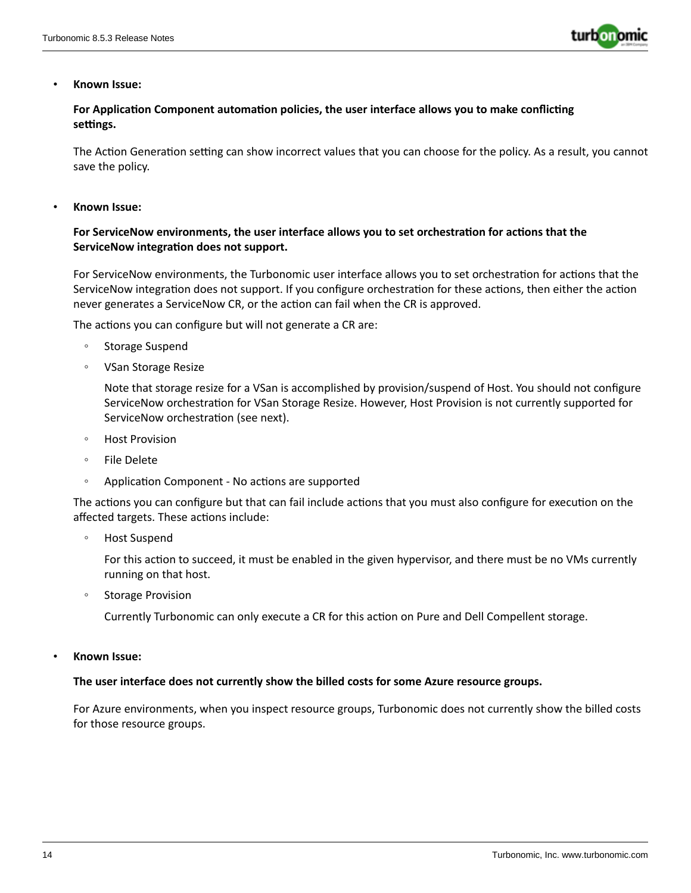- **Known Issue:**

  **For Application Component automation policies, the user interface allows you to make conflicting settings.**

  The Action Generation setting can show incorrect values that you can choose for the policy. As a result, you cannot save the policy.

- **Known Issue:**

  **For ServiceNow environments, the user interface allows you to set orchestration for actions that the ServiceNow integration does not support.**

  For ServiceNow environments, the Turbonomic user interface allows you to set orchestration for actions that the ServiceNow integration does not support. If you configure orchestration for these actions, then either the action never generates a ServiceNow CR, or the action can fail when the CR is approved.

  The actions you can configure but will not generate a CR are:

  - Storage Suspend
  - VSan Storage Resize

    Note that storage resize for a VSan is accomplished by provision/suspend of Host. You should not configure ServiceNow orchestration for VSan Storage Resize. However, Host Provision is not currently supported for ServiceNow orchestration (see next).

  - Host Provision
  - File Delete
  - Application Component - No actions are supported

  The actions you can configure but that can fail include actions that you must also configure for execution on the affected targets. These actions include:

  - Host Suspend

    For this action to succeed, it must be enabled in the given hypervisor, and there must be no VMs currently running on that host.

  - Storage Provision

    Currently Turbonomic can only execute a CR for this action on Pure and Dell Compellent storage.

- **Known Issue:**

  **The user interface does not currently show the billed costs for some Azure resource groups.**

  For Azure environments, when you inspect resource groups, Turbonomic does not currently show the billed costs for those resource groups.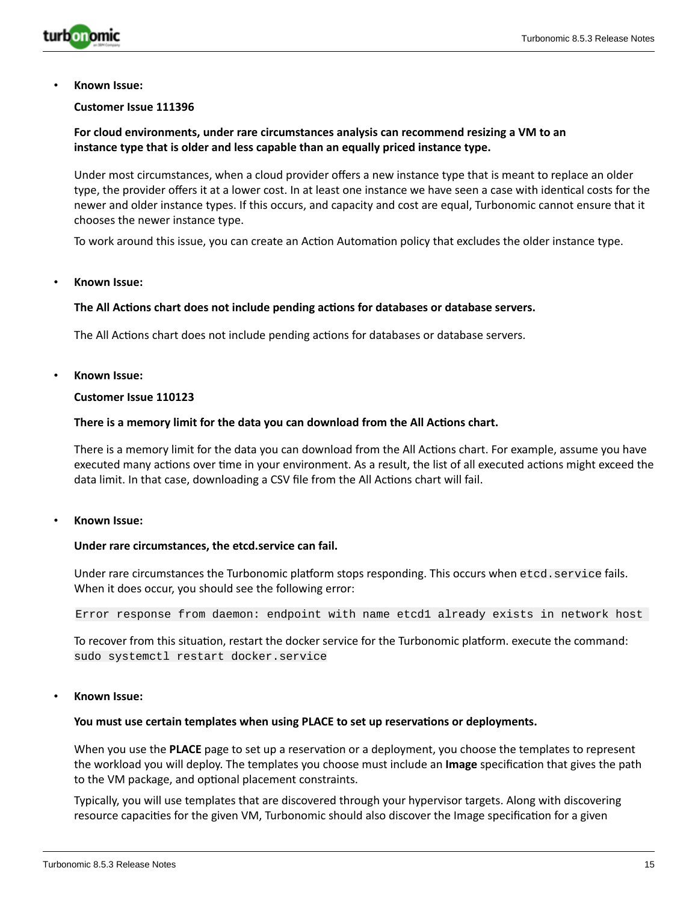- **Known Issue:**

  **Customer Issue 111396**

  **For cloud environments, under rare circumstances analysis can recommend resizing a VM to an instance type that is older and less capable than an equally priced instance type.**

  Under most circumstances, when a cloud provider offers a new instance type that is meant to replace an older type, the provider offers it at a lower cost. In at least one instance we have seen a case with identical costs for the newer and older instance types. If this occurs, and capacity and cost are equal, Turbonomic cannot ensure that it chooses the newer instance type.

  To work around this issue, you can create an Action Automation policy that excludes the older instance type.

- **Known Issue:**

  **The All Actions chart does not include pending actions for databases or database servers.**

  The All Actions chart does not include pending actions for databases or database servers.

- **Known Issue:**

  **Customer Issue 110123**

  **There is a memory limit for the data you can download from the All Actions chart.**

  There is a memory limit for the data you can download from the All Actions chart. For example, assume you have executed many actions over time in your environment. As a result, the list of all executed actions might exceed the data limit. In that case, downloading a CSV file from the All Actions chart will fail.

- **Known Issue:**

  **Under rare circumstances, the etcd.service can fail.**

  Under rare circumstances the Turbonomic platform stops responding. This occurs when `etcd.service` fails. When it does occur, you should see the following error:

  ```
  Error response from daemon: endpoint with name etcd1 already exists in network host
  ```

  To recover from this situation, restart the docker service for the Turbonomic platform. execute the command: `sudo systemctl restart docker.service`

- **Known Issue:**

  **You must use certain templates when using PLACE to set up reservations or deployments.**

  When you use the **PLACE** page to set up a reservation or a deployment, you choose the templates to represent the workload you will deploy. The templates you choose must include an **Image** specification that gives the path to the VM package, and optional placement constraints.

  Typically, you will use templates that are discovered through your hypervisor targets. Along with discovering resource capacities for the given VM, Turbonomic should also discover the Image specification for a given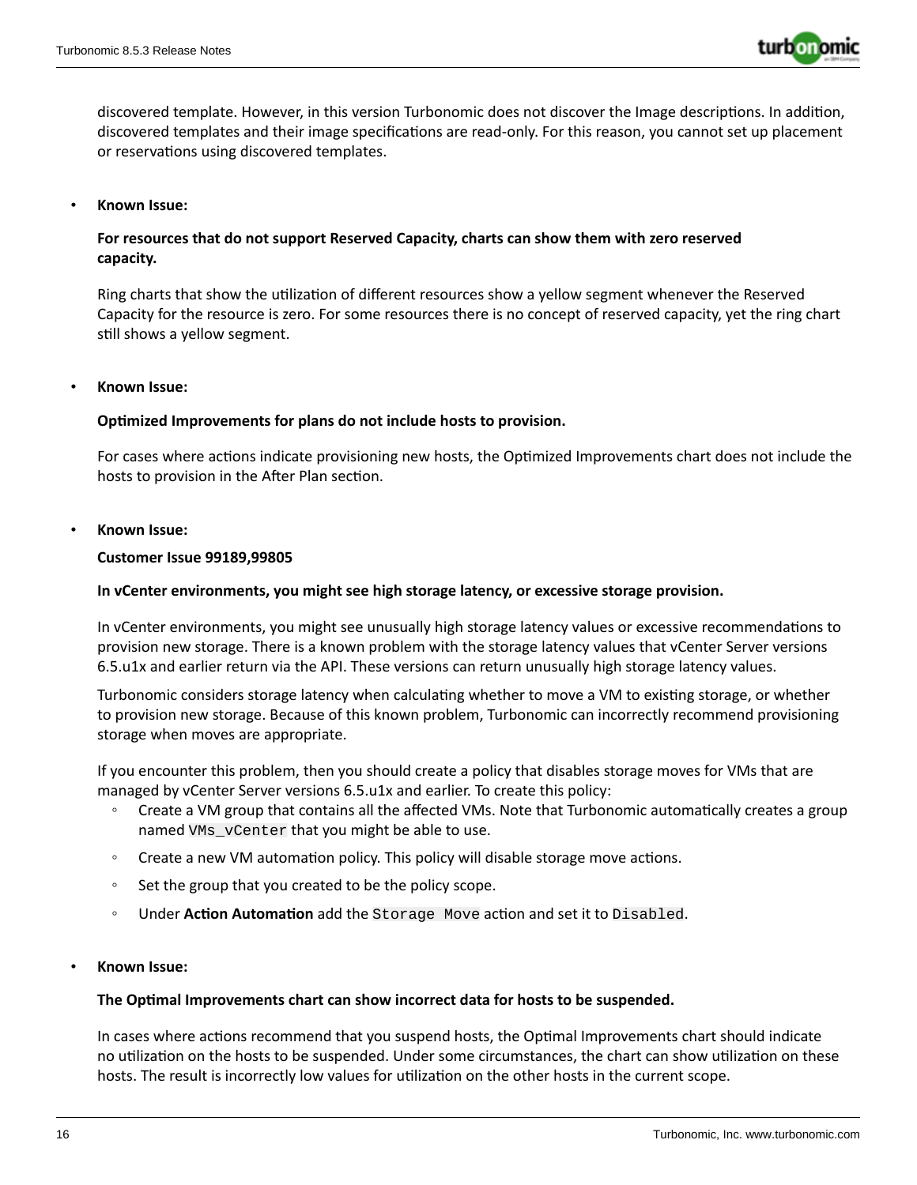discovered template. However, in this version Turbonomic does not discover the Image descriptions. In addition, discovered templates and their image specifications are read-only. For this reason, you cannot set up placement or reservations using discovered templates.

- **Known Issue:**

  **For resources that do not support Reserved Capacity, charts can show them with zero reserved capacity.**

  Ring charts that show the utilization of different resources show a yellow segment whenever the Reserved Capacity for the resource is zero. For some resources there is no concept of reserved capacity, yet the ring chart still shows a yellow segment.

- **Known Issue:**

  **Optimized Improvements for plans do not include hosts to provision.**

  For cases where actions indicate provisioning new hosts, the Optimized Improvements chart does not include the hosts to provision in the After Plan section.

- **Known Issue:**

  **Customer Issue 99189,99805**

  **In vCenter environments, you might see high storage latency, or excessive storage provision.**

  In vCenter environments, you might see unusually high storage latency values or excessive recommendations to provision new storage. There is a known problem with the storage latency values that vCenter Server versions 6.5.u1x and earlier return via the API. These versions can return unusually high storage latency values.

  Turbonomic considers storage latency when calculating whether to move a VM to existing storage, or whether to provision new storage. Because of this known problem, Turbonomic can incorrectly recommend provisioning storage when moves are appropriate.

  If you encounter this problem, then you should create a policy that disables storage moves for VMs that are managed by vCenter Server versions 6.5.u1x and earlier. To create this policy:
  - Create a VM group that contains all the affected VMs. Note that Turbonomic automatically creates a group named `VMs_vCenter` that you might be able to use.
  - Create a new VM automation policy. This policy will disable storage move actions.
  - Set the group that you created to be the policy scope.
  - Under **Action Automation** add the `Storage Move` action and set it to `Disabled`.

- **Known Issue:**

  **The Optimal Improvements chart can show incorrect data for hosts to be suspended.**

  In cases where actions recommend that you suspend hosts, the Optimal Improvements chart should indicate no utilization on the hosts to be suspended. Under some circumstances, the chart can show utilization on these hosts. The result is incorrectly low values for utilization on the other hosts in the current scope.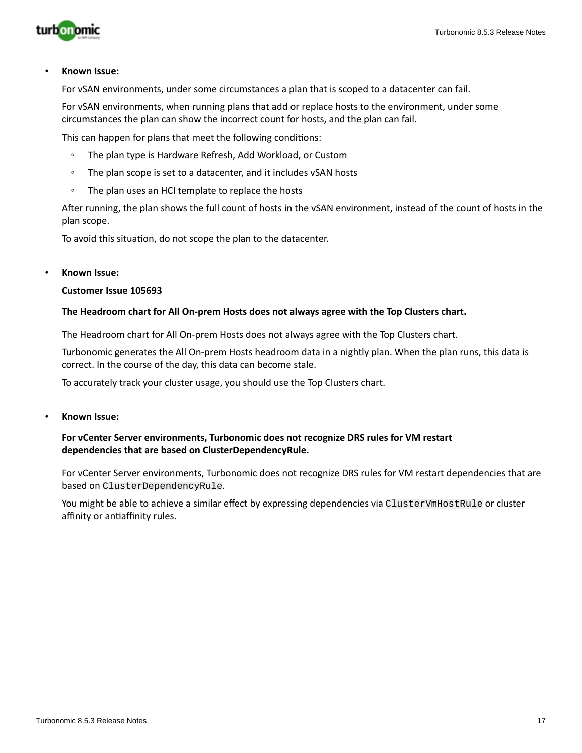- **Known Issue:**

  For vSAN environments, under some circumstances a plan that is scoped to a datacenter can fail.

  For vSAN environments, when running plans that add or replace hosts to the environment, under some circumstances the plan can show the incorrect count for hosts, and the plan can fail.

  This can happen for plans that meet the following conditions:

  - The plan type is Hardware Refresh, Add Workload, or Custom
  - The plan scope is set to a datacenter, and it includes vSAN hosts
  - The plan uses an HCI template to replace the hosts

  After running, the plan shows the full count of hosts in the vSAN environment, instead of the count of hosts in the plan scope.

  To avoid this situation, do not scope the plan to the datacenter.

- **Known Issue:**

  **Customer Issue 105693**

  **The Headroom chart for All On-prem Hosts does not always agree with the Top Clusters chart.**

  The Headroom chart for All On-prem Hosts does not always agree with the Top Clusters chart.

  Turbonomic generates the All On-prem Hosts headroom data in a nightly plan. When the plan runs, this data is correct. In the course of the day, this data can become stale.

  To accurately track your cluster usage, you should use the Top Clusters chart.

- **Known Issue:**

  **For vCenter Server environments, Turbonomic does not recognize DRS rules for VM restart dependencies that are based on ClusterDependencyRule.**

  For vCenter Server environments, Turbonomic does not recognize DRS rules for VM restart dependencies that are based on `ClusterDependencyRule`.

  You might be able to achieve a similar effect by expressing dependencies via `ClusterVmHostRule` or cluster affinity or antiaffinity rules.